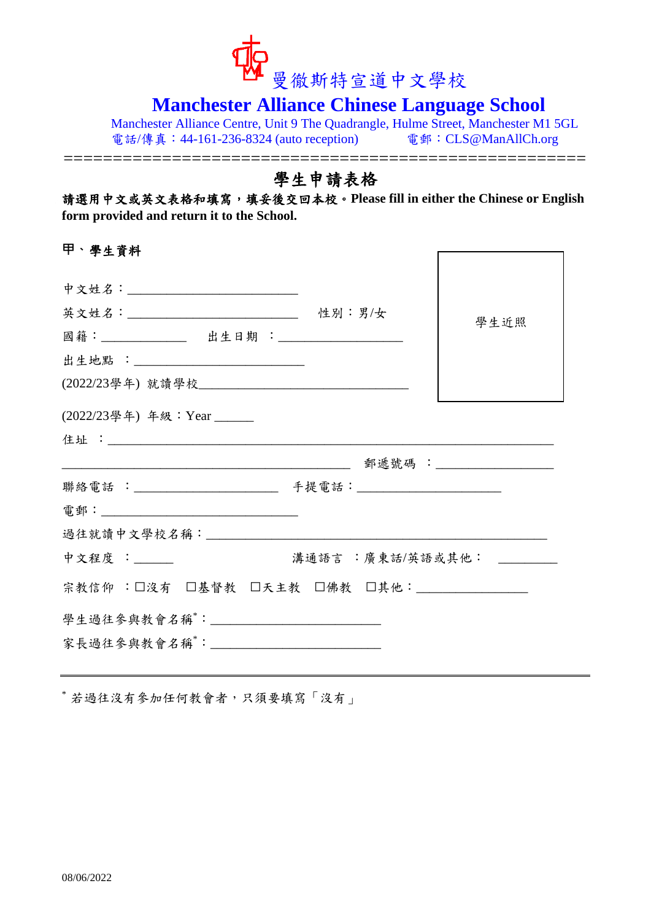# 曼徹斯特宣道中文學校

## Manchester Alliance Chinese Language School

Manchester Alliance Centre, Unit 9 The Quadrangle, Hulme Street, Manchester M1 5GL
電話/傳真：44-161-236-8324 (auto reception)　　電郵：CLS@ManAllCh.org

==================================================

## 學生申請表格

**請選用中文或英文表格和填寫，填妥後交回本校。Please fill in either the Chinese or English form provided and return it to the School.**

### 甲、學生資料

| 學生近照 |
|---|

中文姓名：_______________________

英文姓名：_______________________　性別：男/女

國籍：___________　出生日期　：_________________

出生地點　：_______________________

(2022/23學年) 就讀學校____________________________

(2022/23學年) 年級：Year ______

住址　：____________________________________________________________

________________________________________　郵遞號碼　：________________

聯絡電話　：____________________　手提電話：____________________

電郵：___________________________

過往就讀中文學校名稱：______________________________________________

中文程度　：______　　　　　　溝通語言　：廣東話/英語或其他：　________

宗教信仰　：☐沒有　☐基督教　☐天主教　☐佛教　☐其他：_______________

學生過往參與教會名稱*：_______________________

家長過往參與教會名稱*：_______________________

---

* 若過往沒有參加任何教會者，只須要填寫「沒有」

08/06/2022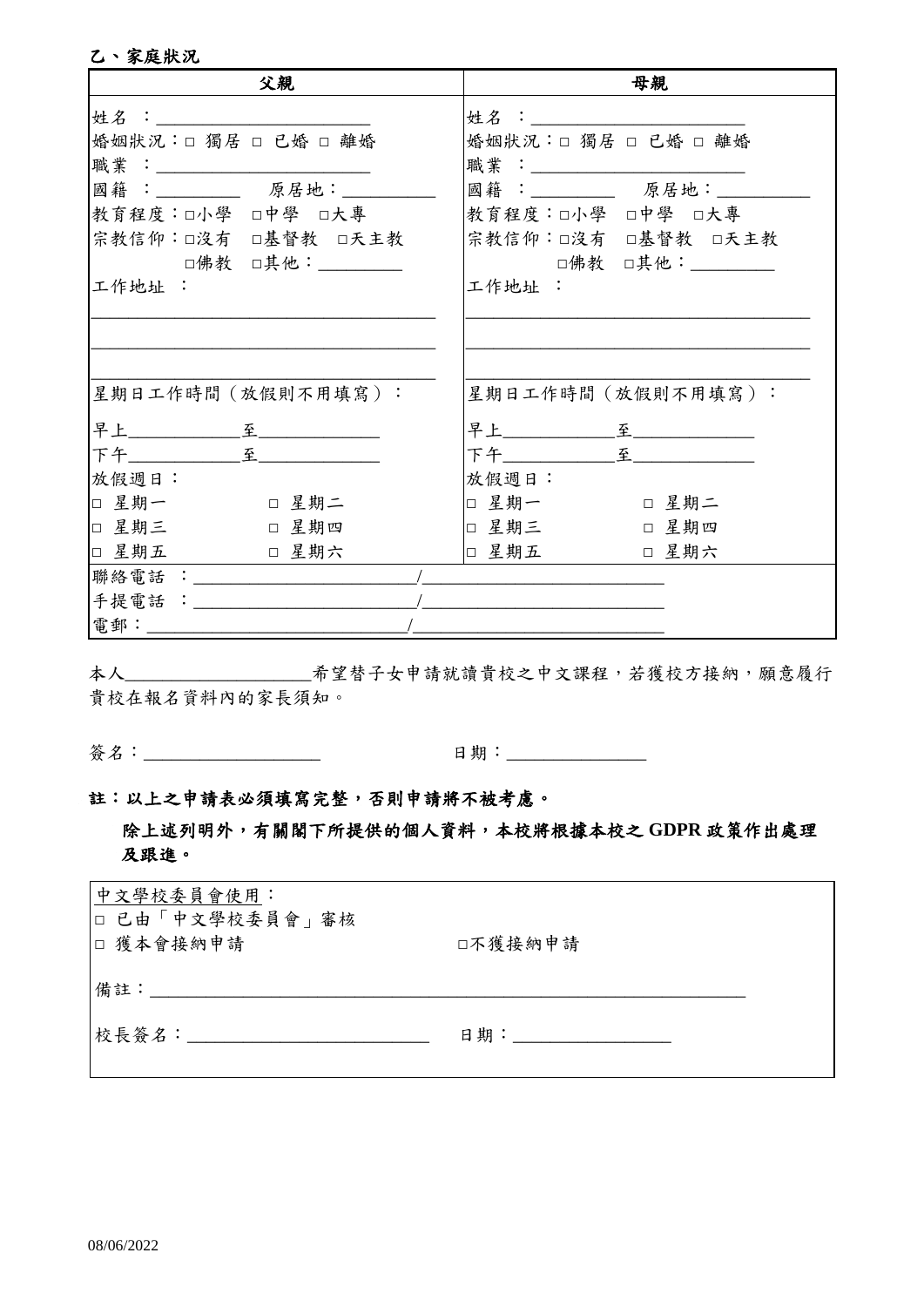**乙、家庭狀況**

| 父親 | 母親 |
|---|---|
| 姓名 ：________________________ | 姓名 ：________________________ |
| 婚姻狀況：□ 獨居 □ 已婚 □ 離婚 | 婚姻狀況：□ 獨居 □ 已婚 □ 離婚 |
| 職業 ：________________________ | 職業 ：________________________ |
| 國籍 ：_________ 原居地：__________ | 國籍 ：_________ 原居地：__________ |
| 教育程度：□小學 □中學 □大專 | 教育程度：□小學 □中學 □大專 |
| 宗教信仰：□沒有 □基督教 □天主教 □佛教 □其他：_________ | 宗教信仰：□沒有 □基督教 □天主教 □佛教 □其他：_________ |
| 工作地址 ：<br>________________________________________<br>________________________________________<br>________________________________________ | 工作地址 ：<br>________________________________________<br>________________________________________<br>________________________________________ |
| 星期日工作時間（放假則不用填寫）： | 星期日工作時間（放假則不用填寫）： |
| 早上____________至_____________ | 早上____________至_____________ |
| 下午____________至_____________ | 下午____________至_____________ |
| 放假週日： | 放假週日： |
| □ 星期一 □ 星期二 | □ 星期一 □ 星期二 |
| □ 星期三 □ 星期四 | □ 星期三 □ 星期四 |
| □ 星期五 □ 星期六 | □ 星期五 □ 星期六 |
| 聯絡電話 ：_________________________/__________________________ | |
| 手提電話 ：_________________________/__________________________ | |
| 電郵：____________________________/____________________________ | |

本人____________________希望替子女申請就讀貴校之中文課程，若獲校方接納，願意履行貴校在報名資料內的家長須知。

簽名：____________________ 日期：________________

**註：以上之申請表必須填寫完整，否則申請將不被考慮。**

**除上述列明外，有關閣下所提供的個人資料，本校將根據本校之 GDPR 政策作出處理及跟進。**

中文學校委員會使用：

□ 已由「中文學校委員會」審核

□ 獲本會接納申請 □不獲接納申請

備註：______________________________________________________________________

校長簽名：___________________________ 日期：_________________

08/06/2022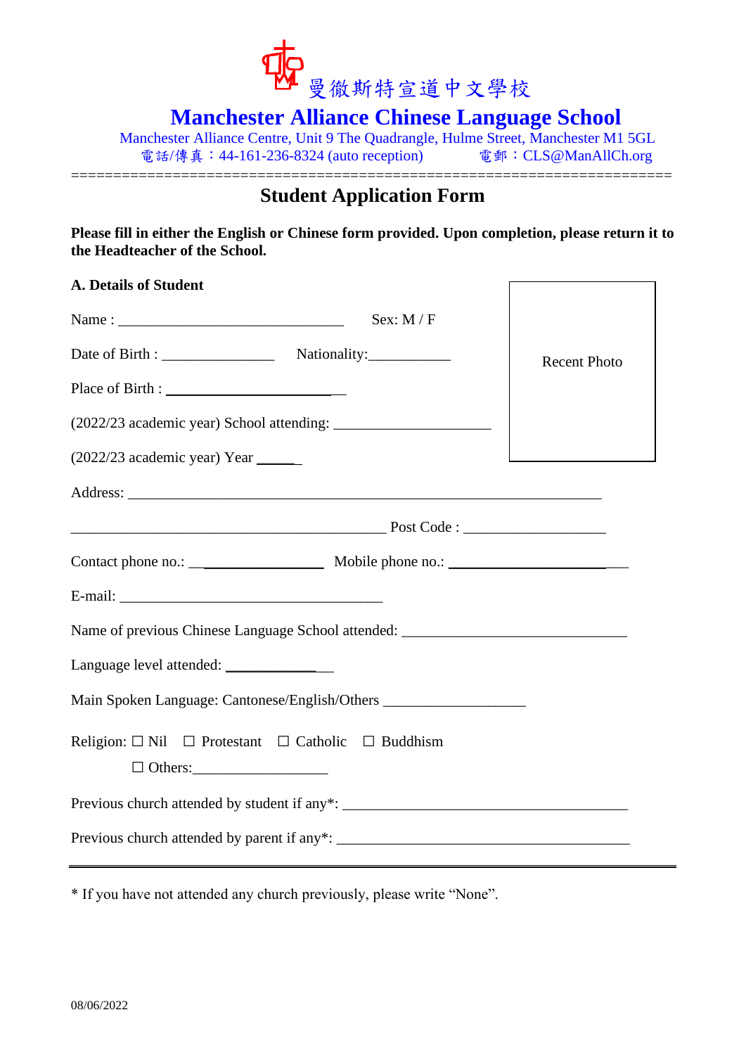曼徹斯特宣道中文學校

# Manchester Alliance Chinese Language School

Manchester Alliance Centre, Unit 9 The Quadrangle, Hulme Street, Manchester M1 5GL
電話/傳真：44-161-236-8324 (auto reception)　　電郵：CLS@ManAllCh.org

======================================================================

## Student Application Form

**Please fill in either the English or Chinese form provided. Upon completion, please return it to the Headteacher of the School.**

**A. Details of Student**

Recent Photo

Name : ______________________________ Sex: M / F

Date of Birth : _______________ Nationality:___________

Place of Birth : ________________________

(2022/23 academic year) School attending: _____________________

(2022/23 academic year) Year ______

Address: ______________________________________________________________

__________________________________________ Post Code : ___________________

Contact phone no.: __________________ Mobile phone no.: __________________________

E-mail: ___________________________________

Name of previous Chinese Language School attended: ______________________________

Language level attended: _____________

Main Spoken Language: Cantonese/English/Others __________________

Religion: ☐ Nil ☐ Protestant ☐ Catholic ☐ Buddhism
☐ Others:_________________

Previous church attended by student if any*: ______________________________________

Previous church attended by parent if any*: _______________________________________

---

* If you have not attended any church previously, please write “None”.

08/06/2022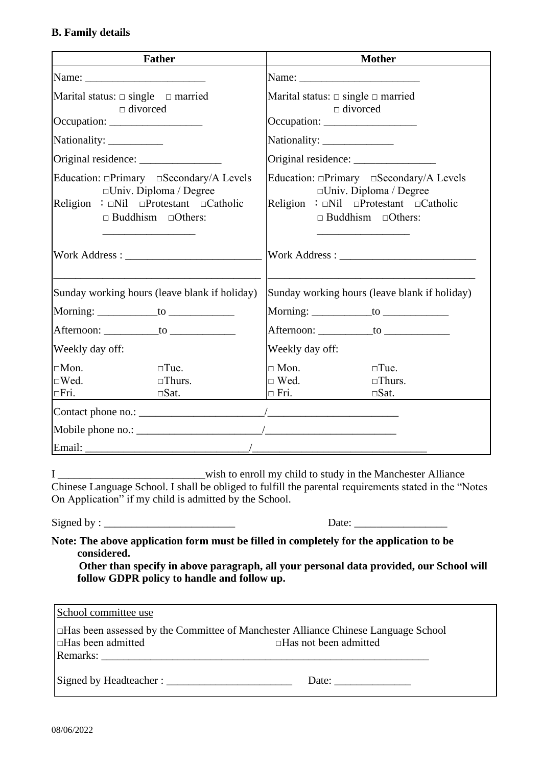**B. Family details**

| Father | Mother |
|---|---|
| Name: ______________________ | Name: ______________________ |
| Marital status: □ single □ married □ divorced | Marital status: □ single □ married □ divorced |
| Occupation: _________________ | Occupation: _________________ |
| Nationality: __________ | Nationality: _____________ |
| Original residence: _______________ | Original residence: _______________ |
| Education: □Primary □Secondary/A Levels □Univ. Diploma / Degree | Education: □Primary □Secondary/A Levels □Univ. Diploma / Degree |
| Religion ：□Nil □Protestant □Catholic □ Buddhism □Others: _________________ | Religion ：□Nil □Protestant □Catholic □ Buddhism □Others: _________________ |
| Work Address : _________________________ _______________________________________ | Work Address : _________________________ _______________________________________ |
| Sunday working hours (leave blank if holiday) | Sunday working hours (leave blank if holiday) |
| Morning: ___________to ____________ | Morning: ___________to ____________ |
| Afternoon: __________to ____________ | Afternoon: __________to ____________ |
| Weekly day off: | Weekly day off: |
| □Mon. □Tue. □Wed. □Thurs. □Fri. □Sat. | □ Mon. □Tue. □ Wed. □Thurs. □ Fri. □Sat. |

Contact phone no.: _______________________/________________________

Mobile phone no.: ______________________/________________________

Email: ______________________________/_______________________________

I ___________________________wish to enroll my child to study in the Manchester Alliance Chinese Language School. I shall be obliged to fulfill the parental requirements stated in the "Notes On Application" if my child is admitted by the School.

Signed by : ________________________ Date: _________________

**Note: The above application form must be filled in completely for the application to be considered.**
**Other than specify in above paragraph, all your personal data provided, our School will follow GDPR policy to handle and follow up.**

<u>School committee use</u>

□Has been assessed by the Committee of Manchester Alliance Chinese Language School

□Has been admitted □Has not been admitted

Remarks: _______________________________________________________________

Signed by Headteacher : _______________________ Date: ______________

08/06/2022